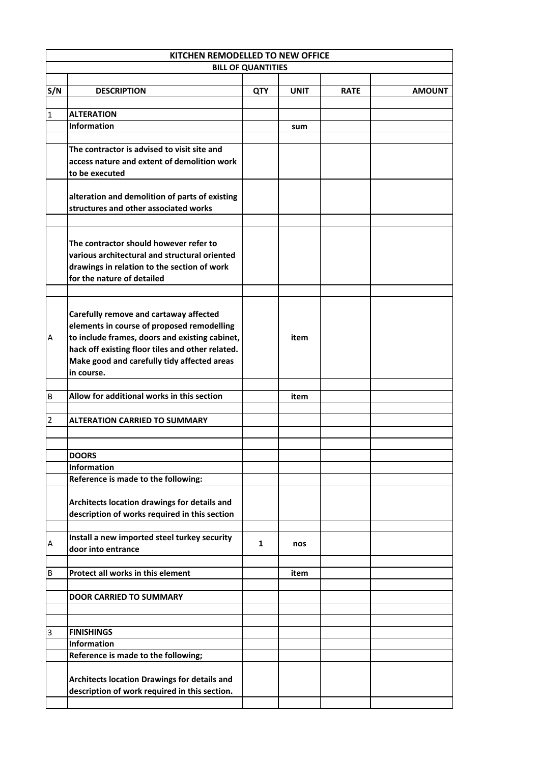| KITCHEN REMODELLED TO NEW OFFICE | | | | | |
|---|---|---|---|---|---|
| BILL OF QUANTITIES | | | | | |
| | | | | | |
| **S/N** | **DESCRIPTION** | **QTY** | **UNIT** | **RATE** | **AMOUNT** |
| | | | | | |
| 1 | **ALTERATION** | | | | |
| | **Information** | | sum | | |
| | | | | | |
| | **The contractor is advised to visit site and access nature and extent of demolition work to be executed** | | | | |
| | **alteration and demolition of parts of existing structures and other associated works** | | | | |
| | | | | | |
| | **The contractor should however refer to various architectural and structural oriented drawings in relation to the section of work for the nature of detailed** | | | | |
| | | | | | |
| A | **Carefully remove and cartaway affected elements in course of proposed remodelling to include frames, doors and existing cabinet, hack off existing floor tiles and other related. Make good and carefully tidy affected areas in course.** | | item | | |
| | | | | | |
| B | **Allow for additional works in this section** | | item | | |
| | | | | | |
| 2 | **ALTERATION CARRIED TO SUMMARY** | | | | |
| | | | | | |
| | | | | | |
| | **DOORS** | | | | |
| | **Information** | | | | |
| | **Reference is made to the following:** | | | | |
| | **Architects location drawings for details and description of works required in this section** | | | | |
| | | | | | |
| A | **Install a new imported steel turkey security door into entrance** | 1 | nos | | |
| | | | | | |
| B | **Protect all works in this element** | | item | | |
| | | | | | |
| | **DOOR CARRIED TO SUMMARY** | | | | |
| | | | | | |
| | | | | | |
| 3 | **FINISHINGS** | | | | |
| | **Information** | | | | |
| | **Reference is made to the following;** | | | | |
| | **Architects location Drawings for details and description of work required in this section.** | | | | |
| | | | | | |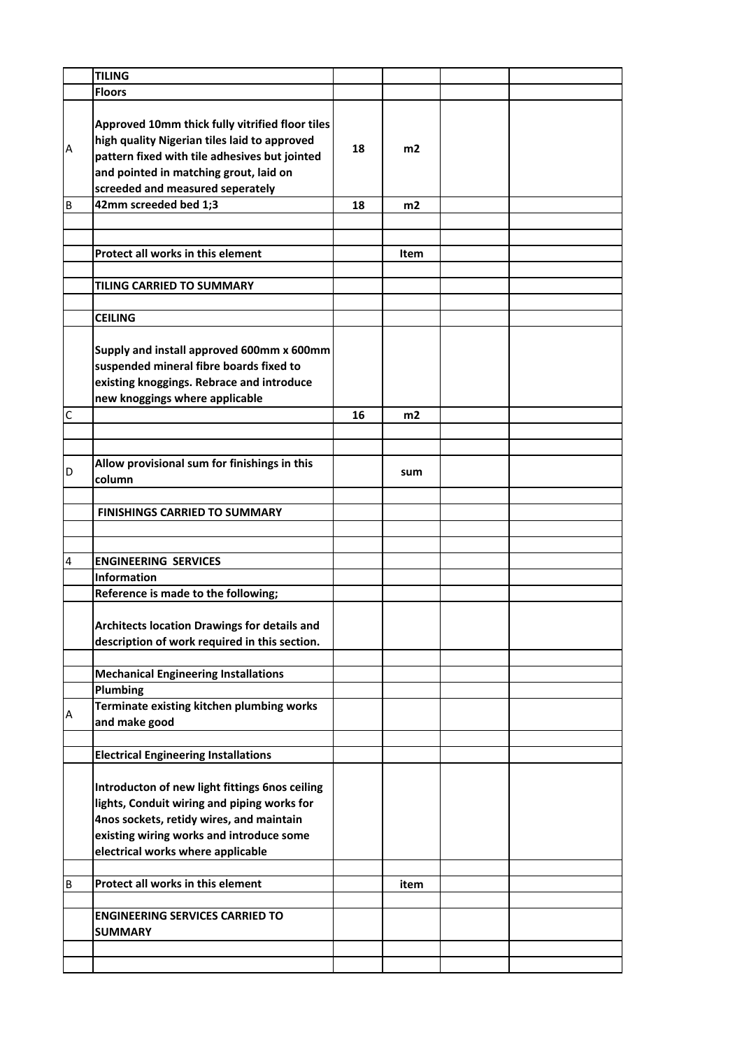| | | | | | |
|---|---|---|---|---|---|
| | **TILING** | | | | |
| | **Floors** | | | | |
| A | **Approved 10mm thick fully vitrified floor tiles high quality Nigerian tiles laid to approved pattern fixed with tile adhesives but jointed and pointed in matching grout, laid on screeded and measured seperately** | **18** | **m2** | | |
| B | **42mm screeded bed 1;3** | **18** | **m2** | | |
| | | | | | |
| | | | | | |
| | **Protect all works in this element** | | **Item** | | |
| | | | | | |
| | **TILING CARRIED TO SUMMARY** | | | | |
| | | | | | |
| | **CEILING** | | | | |
| | **Supply and install approved 600mm x 600mm suspended mineral fibre boards fixed to existing knoggings. Rebrace and introduce new knoggings where applicable** | | | | |
| C | | **16** | **m2** | | |
| | | | | | |
| | | | | | |
| D | **Allow provisional sum for finishings in this column** | | **sum** | | |
| | | | | | |
| | **FINISHINGS CARRIED TO SUMMARY** | | | | |
| | | | | | |
| | | | | | |
| 4 | **ENGINEERING SERVICES** | | | | |
| | **Information** | | | | |
| | **Reference is made to the following;** | | | | |
| | **Architects location Drawings for details and description of work required in this section.** | | | | |
| | | | | | |
| | **Mechanical Engineering Installations** | | | | |
| | **Plumbing** | | | | |
| A | **Terminate existing kitchen plumbing works and make good** | | | | |
| | | | | | |
| | **Electrical Engineering Installations** | | | | |
| | **Introducton of new light fittings 6nos ceiling lights, Conduit wiring and piping works for 4nos sockets, retidy wires, and maintain existing wiring works and introduce some electrical works where applicable** | | | | |
| | | | | | |
| B | **Protect all works in this element** | | **item** | | |
| | | | | | |
| | **ENGINEERING SERVICES CARRIED TO SUMMARY** | | | | |
| | | | | | |
| | | | | | |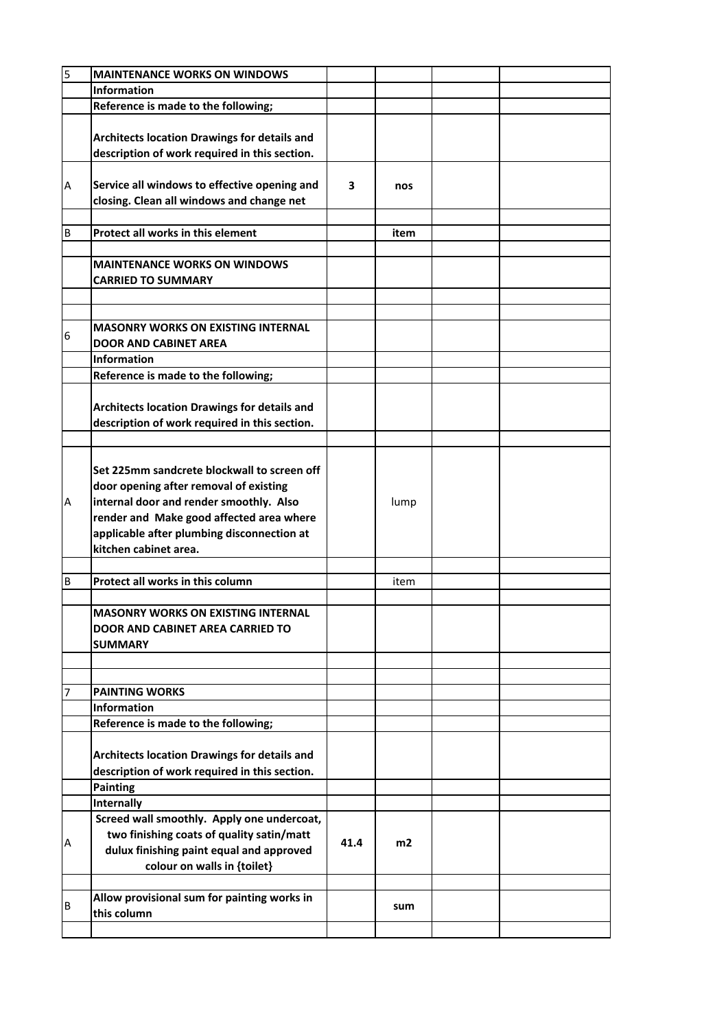| | | | | | |
|---|---|---|---|---|---|
| 5 | **MAINTENANCE WORKS ON WINDOWS** | | | | |
| | **Information** | | | | |
| | **Reference is made to the following;** | | | | |
| | **Architects location Drawings for details and description of work required in this section.** | | | | |
| A | **Service all windows to effective opening and closing. Clean all windows and change net** | **3** | **nos** | | |
| | | | | | |
| B | **Protect all works in this element** | | **item** | | |
| | | | | | |
| | **MAINTENANCE WORKS ON WINDOWS CARRIED TO SUMMARY** | | | | |
| | | | | | |
| | | | | | |
| 6 | **MASONRY WORKS ON EXISTING INTERNAL DOOR AND CABINET AREA** | | | | |
| | **Information** | | | | |
| | **Reference is made to the following;** | | | | |
| | **Architects location Drawings for details and description of work required in this section.** | | | | |
| | | | | | |
| A | **Set 225mm sandcrete blockwall to screen off door opening after removal of existing internal door and render smoothly. Also render and Make good affected area where applicable after plumbing disconnection at kitchen cabinet area.** | | lump | | |
| | | | | | |
| B | **Protect all works in this column** | | item | | |
| | | | | | |
| | **MASONRY WORKS ON EXISTING INTERNAL DOOR AND CABINET AREA CARRIED TO SUMMARY** | | | | |
| | | | | | |
| | | | | | |
| 7 | **PAINTING WORKS** | | | | |
| | **Information** | | | | |
| | **Reference is made to the following;** | | | | |
| | **Architects location Drawings for details and description of work required in this section.** | | | | |
| | **Painting** | | | | |
| | **Internally** | | | | |
| A | **Screed wall smoothly. Apply one undercoat, two finishing coats of quality satin/matt dulux finishing paint equal and approved colour on walls in {toilet}** | **41.4** | **m2** | | |
| | | | | | |
| B | **Allow provisional sum for painting works in this column** | | **sum** | | |
| | | | | | |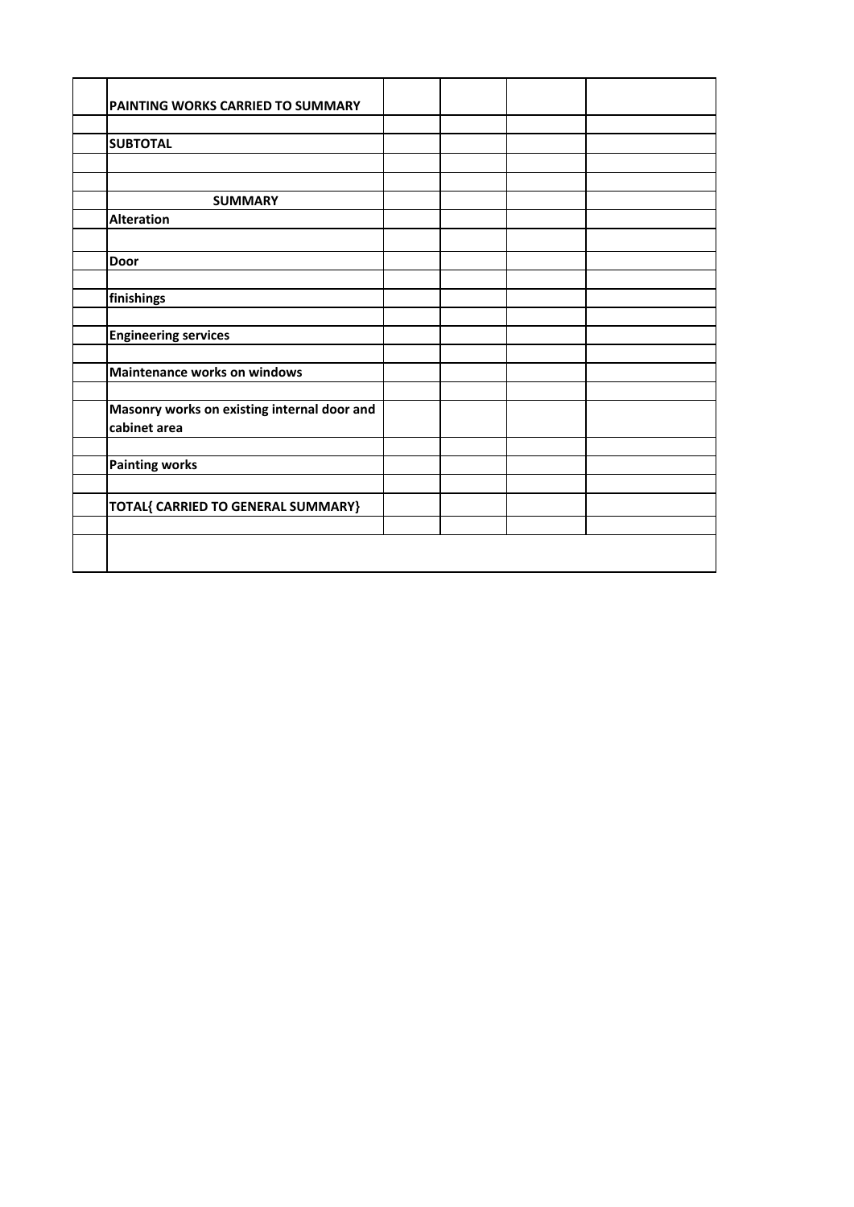| | | | | | |
|---|---|---|---|---|---|
| | **PAINTING WORKS CARRIED TO SUMMARY** | | | | |
| | | | | | |
| | **SUBTOTAL** | | | | |
| | | | | | |
| | | | | | |
| | **SUMMARY** | | | | |
| | **Alteration** | | | | |
| | | | | | |
| | **Door** | | | | |
| | | | | | |
| | **finishings** | | | | |
| | | | | | |
| | **Engineering services** | | | | |
| | | | | | |
| | **Maintenance works on windows** | | | | |
| | | | | | |
| | **Masonry works on existing internal door and cabinet area** | | | | |
| | | | | | |
| | **Painting works** | | | | |
| | | | | | |
| | **TOTAL{ CARRIED TO GENERAL SUMMARY}** | | | | |
| | | | | | |
| | | | | | |